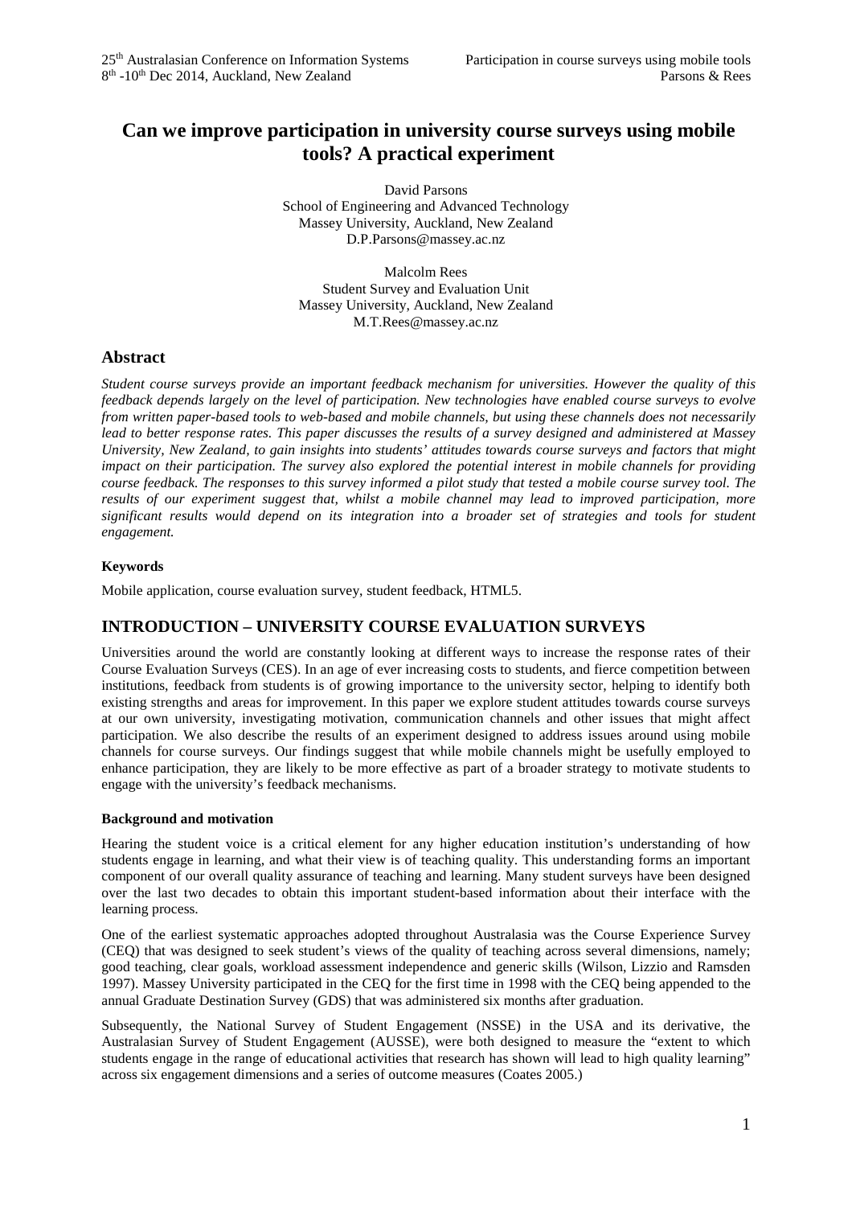# Can we improve participation in university course surveys using mobile tools? A practical experiment

David Parsons
School of Engineering and Advanced Technology
Massey University, Auckland, New Zealand
D.P.Parsons@massey.ac.nz

Malcolm Rees
Student Survey and Evaluation Unit
Massey University, Auckland, New Zealand
M.T.Rees@massey.ac.nz

## Abstract

*Student course surveys provide an important feedback mechanism for universities. However the quality of this feedback depends largely on the level of participation. New technologies have enabled course surveys to evolve from written paper-based tools to web-based and mobile channels, but using these channels does not necessarily lead to better response rates. This paper discusses the results of a survey designed and administered at Massey University, New Zealand, to gain insights into students' attitudes towards course surveys and factors that might impact on their participation. The survey also explored the potential interest in mobile channels for providing course feedback. The responses to this survey informed a pilot study that tested a mobile course survey tool. The results of our experiment suggest that, whilst a mobile channel may lead to improved participation, more significant results would depend on its integration into a broader set of strategies and tools for student engagement.*

### Keywords

Mobile application, course evaluation survey, student feedback, HTML5.

## INTRODUCTION – UNIVERSITY COURSE EVALUATION SURVEYS

Universities around the world are constantly looking at different ways to increase the response rates of their Course Evaluation Surveys (CES). In an age of ever increasing costs to students, and fierce competition between institutions, feedback from students is of growing importance to the university sector, helping to identify both existing strengths and areas for improvement. In this paper we explore student attitudes towards course surveys at our own university, investigating motivation, communication channels and other issues that might affect participation. We also describe the results of an experiment designed to address issues around using mobile channels for course surveys. Our findings suggest that while mobile channels might be usefully employed to enhance participation, they are likely to be more effective as part of a broader strategy to motivate students to engage with the university's feedback mechanisms.

### Background and motivation

Hearing the student voice is a critical element for any higher education institution's understanding of how students engage in learning, and what their view is of teaching quality. This understanding forms an important component of our overall quality assurance of teaching and learning. Many student surveys have been designed over the last two decades to obtain this important student-based information about their interface with the learning process.

One of the earliest systematic approaches adopted throughout Australasia was the Course Experience Survey (CEQ) that was designed to seek student's views of the quality of teaching across several dimensions, namely; good teaching, clear goals, workload assessment independence and generic skills (Wilson, Lizzio and Ramsden 1997). Massey University participated in the CEQ for the first time in 1998 with the CEQ being appended to the annual Graduate Destination Survey (GDS) that was administered six months after graduation.

Subsequently, the National Survey of Student Engagement (NSSE) in the USA and its derivative, the Australasian Survey of Student Engagement (AUSSE), were both designed to measure the "extent to which students engage in the range of educational activities that research has shown will lead to high quality learning" across six engagement dimensions and a series of outcome measures (Coates 2005.)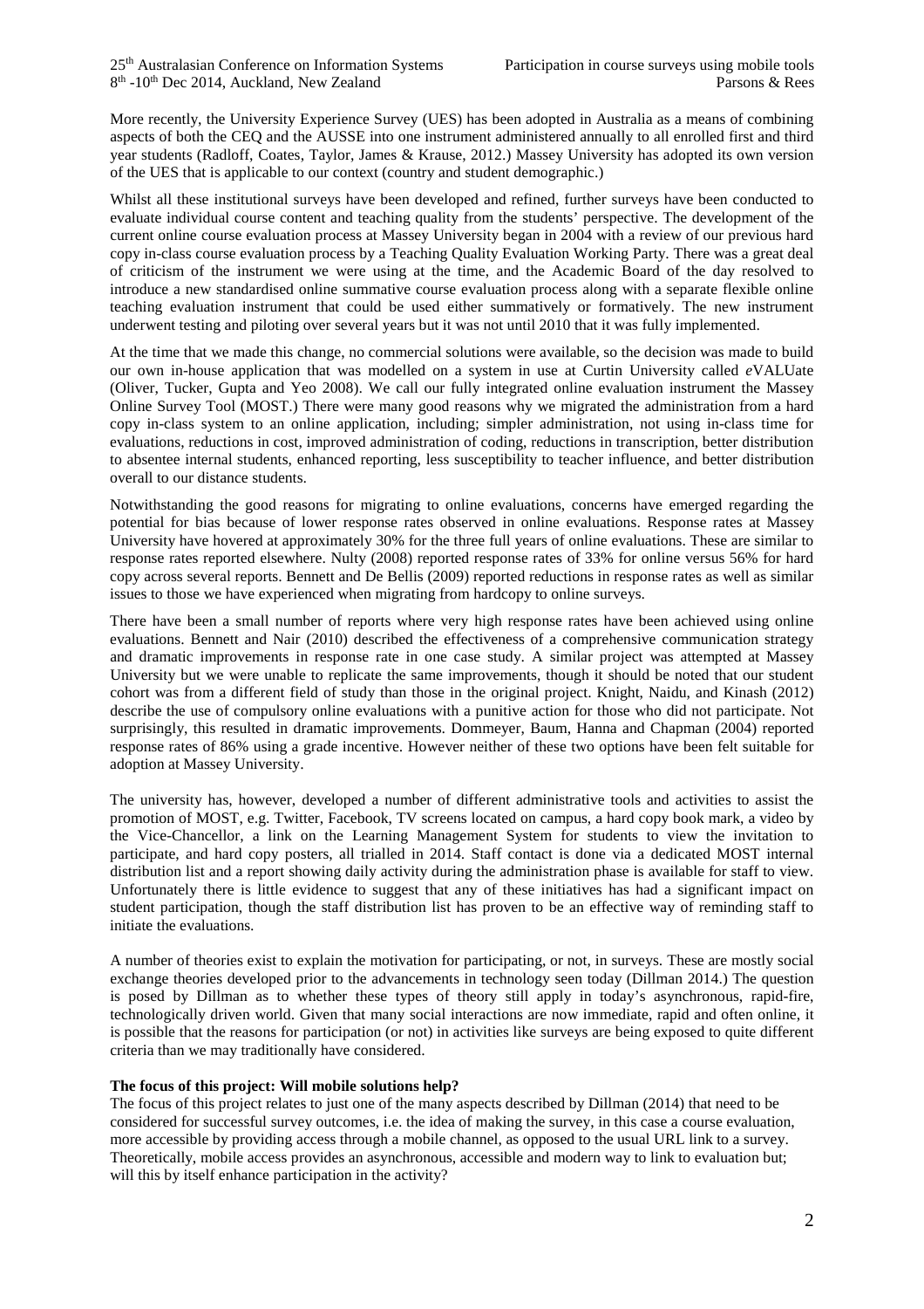More recently, the University Experience Survey (UES) has been adopted in Australia as a means of combining aspects of both the CEQ and the AUSSE into one instrument administered annually to all enrolled first and third year students (Radloff, Coates, Taylor, James & Krause, 2012.) Massey University has adopted its own version of the UES that is applicable to our context (country and student demographic.)

Whilst all these institutional surveys have been developed and refined, further surveys have been conducted to evaluate individual course content and teaching quality from the students' perspective. The development of the current online course evaluation process at Massey University began in 2004 with a review of our previous hard copy in-class course evaluation process by a Teaching Quality Evaluation Working Party. There was a great deal of criticism of the instrument we were using at the time, and the Academic Board of the day resolved to introduce a new standardised online summative course evaluation process along with a separate flexible online teaching evaluation instrument that could be used either summatively or formatively. The new instrument underwent testing and piloting over several years but it was not until 2010 that it was fully implemented.

At the time that we made this change, no commercial solutions were available, so the decision was made to build our own in-house application that was modelled on a system in use at Curtin University called *e*VALUate (Oliver, Tucker, Gupta and Yeo 2008). We call our fully integrated online evaluation instrument the Massey Online Survey Tool (MOST.) There were many good reasons why we migrated the administration from a hard copy in-class system to an online application, including; simpler administration, not using in-class time for evaluations, reductions in cost, improved administration of coding, reductions in transcription, better distribution to absentee internal students, enhanced reporting, less susceptibility to teacher influence, and better distribution overall to our distance students.

Notwithstanding the good reasons for migrating to online evaluations, concerns have emerged regarding the potential for bias because of lower response rates observed in online evaluations. Response rates at Massey University have hovered at approximately 30% for the three full years of online evaluations. These are similar to response rates reported elsewhere. Nulty (2008) reported response rates of 33% for online versus 56% for hard copy across several reports. Bennett and De Bellis (2009) reported reductions in response rates as well as similar issues to those we have experienced when migrating from hardcopy to online surveys.

There have been a small number of reports where very high response rates have been achieved using online evaluations. Bennett and Nair (2010) described the effectiveness of a comprehensive communication strategy and dramatic improvements in response rate in one case study. A similar project was attempted at Massey University but we were unable to replicate the same improvements, though it should be noted that our student cohort was from a different field of study than those in the original project. Knight, Naidu, and Kinash (2012) describe the use of compulsory online evaluations with a punitive action for those who did not participate. Not surprisingly, this resulted in dramatic improvements. Dommeyer, Baum, Hanna and Chapman (2004) reported response rates of 86% using a grade incentive. However neither of these two options have been felt suitable for adoption at Massey University.

The university has, however, developed a number of different administrative tools and activities to assist the promotion of MOST, e.g. Twitter, Facebook, TV screens located on campus, a hard copy book mark, a video by the Vice-Chancellor, a link on the Learning Management System for students to view the invitation to participate, and hard copy posters, all trialled in 2014. Staff contact is done via a dedicated MOST internal distribution list and a report showing daily activity during the administration phase is available for staff to view. Unfortunately there is little evidence to suggest that any of these initiatives has had a significant impact on student participation, though the staff distribution list has proven to be an effective way of reminding staff to initiate the evaluations.

A number of theories exist to explain the motivation for participating, or not, in surveys. These are mostly social exchange theories developed prior to the advancements in technology seen today (Dillman 2014.) The question is posed by Dillman as to whether these types of theory still apply in today's asynchronous, rapid-fire, technologically driven world. Given that many social interactions are now immediate, rapid and often online, it is possible that the reasons for participation (or not) in activities like surveys are being exposed to quite different criteria than we may traditionally have considered.

**The focus of this project: Will mobile solutions help?**

The focus of this project relates to just one of the many aspects described by Dillman (2014) that need to be considered for successful survey outcomes, i.e. the idea of making the survey, in this case a course evaluation, more accessible by providing access through a mobile channel, as opposed to the usual URL link to a survey. Theoretically, mobile access provides an asynchronous, accessible and modern way to link to evaluation but; will this by itself enhance participation in the activity?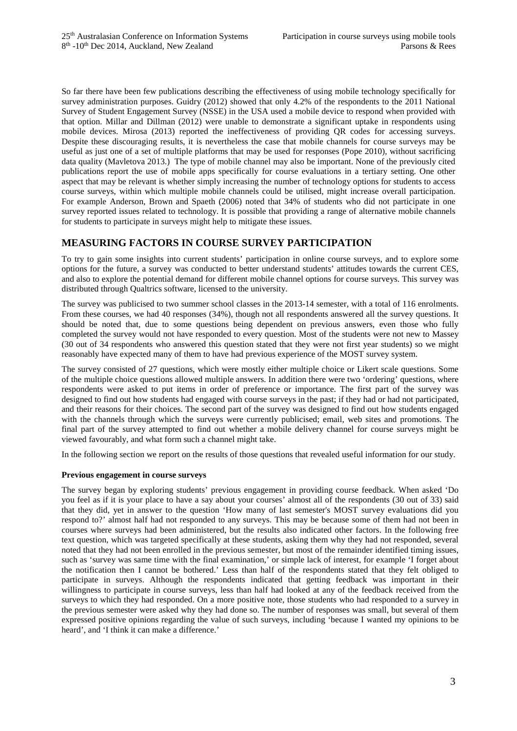So far there have been few publications describing the effectiveness of using mobile technology specifically for survey administration purposes. Guidry (2012) showed that only 4.2% of the respondents to the 2011 National Survey of Student Engagement Survey (NSSE) in the USA used a mobile device to respond when provided with that option. Millar and Dillman (2012) were unable to demonstrate a significant uptake in respondents using mobile devices. Mirosa (2013) reported the ineffectiveness of providing QR codes for accessing surveys. Despite these discouraging results, it is nevertheless the case that mobile channels for course surveys may be useful as just one of a set of multiple platforms that may be used for responses (Pope 2010), without sacrificing data quality (Mavletova 2013.) The type of mobile channel may also be important. None of the previously cited publications report the use of mobile apps specifically for course evaluations in a tertiary setting. One other aspect that may be relevant is whether simply increasing the number of technology options for students to access course surveys, within which multiple mobile channels could be utilised, might increase overall participation. For example Anderson, Brown and Spaeth (2006) noted that 34% of students who did not participate in one survey reported issues related to technology. It is possible that providing a range of alternative mobile channels for students to participate in surveys might help to mitigate these issues.

## MEASURING FACTORS IN COURSE SURVEY PARTICIPATION

To try to gain some insights into current students' participation in online course surveys, and to explore some options for the future, a survey was conducted to better understand students' attitudes towards the current CES, and also to explore the potential demand for different mobile channel options for course surveys. This survey was distributed through Qualtrics software, licensed to the university.

The survey was publicised to two summer school classes in the 2013-14 semester, with a total of 116 enrolments. From these courses, we had 40 responses (34%), though not all respondents answered all the survey questions. It should be noted that, due to some questions being dependent on previous answers, even those who fully completed the survey would not have responded to every question. Most of the students were not new to Massey (30 out of 34 respondents who answered this question stated that they were not first year students) so we might reasonably have expected many of them to have had previous experience of the MOST survey system.

The survey consisted of 27 questions, which were mostly either multiple choice or Likert scale questions. Some of the multiple choice questions allowed multiple answers. In addition there were two 'ordering' questions, where respondents were asked to put items in order of preference or importance. The first part of the survey was designed to find out how students had engaged with course surveys in the past; if they had or had not participated, and their reasons for their choices. The second part of the survey was designed to find out how students engaged with the channels through which the surveys were currently publicised; email, web sites and promotions. The final part of the survey attempted to find out whether a mobile delivery channel for course surveys might be viewed favourably, and what form such a channel might take.

In the following section we report on the results of those questions that revealed useful information for our study.

### Previous engagement in course surveys

The survey began by exploring students' previous engagement in providing course feedback. When asked 'Do you feel as if it is your place to have a say about your courses' almost all of the respondents (30 out of 33) said that they did, yet in answer to the question 'How many of last semester's MOST survey evaluations did you respond to?' almost half had not responded to any surveys. This may be because some of them had not been in courses where surveys had been administered, but the results also indicated other factors. In the following free text question, which was targeted specifically at these students, asking them why they had not responded, several noted that they had not been enrolled in the previous semester, but most of the remainder identified timing issues, such as 'survey was same time with the final examination,' or simple lack of interest, for example 'I forget about the notification then I cannot be bothered.' Less than half of the respondents stated that they felt obliged to participate in surveys. Although the respondents indicated that getting feedback was important in their willingness to participate in course surveys, less than half had looked at any of the feedback received from the surveys to which they had responded. On a more positive note, those students who had responded to a survey in the previous semester were asked why they had done so. The number of responses was small, but several of them expressed positive opinions regarding the value of such surveys, including 'because I wanted my opinions to be heard', and 'I think it can make a difference.'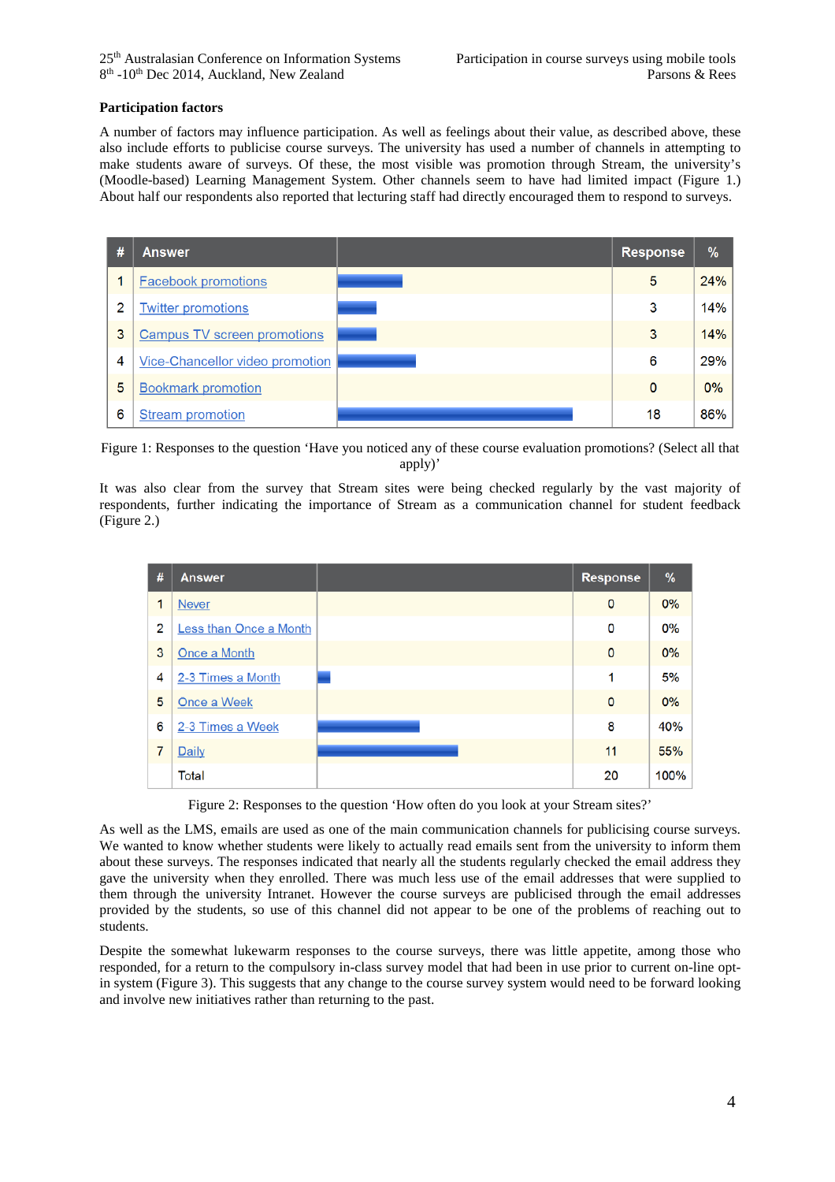### Participation factors

A number of factors may influence participation. As well as feelings about their value, as described above, these also include efforts to publicise course surveys. The university has used a number of channels in attempting to make students aware of surveys. Of these, the most visible was promotion through Stream, the university's (Moodle-based) Learning Management System. Other channels seem to have had limited impact (Figure 1.) About half our respondents also reported that lecturing staff had directly encouraged them to respond to surveys.

| # | Answer | | Response | % |
|---|---|---|---|---|
| 1 | Facebook promotions | | 5 | 24% |
| 2 | Twitter promotions | | 3 | 14% |
| 3 | Campus TV screen promotions | | 3 | 14% |
| 4 | Vice-Chancellor video promotion | | 6 | 29% |
| 5 | Bookmark promotion | | 0 | 0% |
| 6 | Stream promotion | | 18 | 86% |

Figure 1: Responses to the question 'Have you noticed any of these course evaluation promotions? (Select all that apply)'

It was also clear from the survey that Stream sites were being checked regularly by the vast majority of respondents, further indicating the importance of Stream as a communication channel for student feedback (Figure 2.)

| # | Answer | | Response | % |
|---|---|---|---|---|
| 1 | Never | | 0 | 0% |
| 2 | Less than Once a Month | | 0 | 0% |
| 3 | Once a Month | | 0 | 0% |
| 4 | 2-3 Times a Month | | 1 | 5% |
| 5 | Once a Week | | 0 | 0% |
| 6 | 2-3 Times a Week | | 8 | 40% |
| 7 | Daily | | 11 | 55% |
| | Total | | 20 | 100% |

Figure 2: Responses to the question 'How often do you look at your Stream sites?'

As well as the LMS, emails are used as one of the main communication channels for publicising course surveys. We wanted to know whether students were likely to actually read emails sent from the university to inform them about these surveys. The responses indicated that nearly all the students regularly checked the email address they gave the university when they enrolled. There was much less use of the email addresses that were supplied to them through the university Intranet. However the course surveys are publicised through the email addresses provided by the students, so use of this channel did not appear to be one of the problems of reaching out to students.

Despite the somewhat lukewarm responses to the course surveys, there was little appetite, among those who responded, for a return to the compulsory in-class survey model that had been in use prior to current on-line opt-in system (Figure 3). This suggests that any change to the course survey system would need to be forward looking and involve new initiatives rather than returning to the past.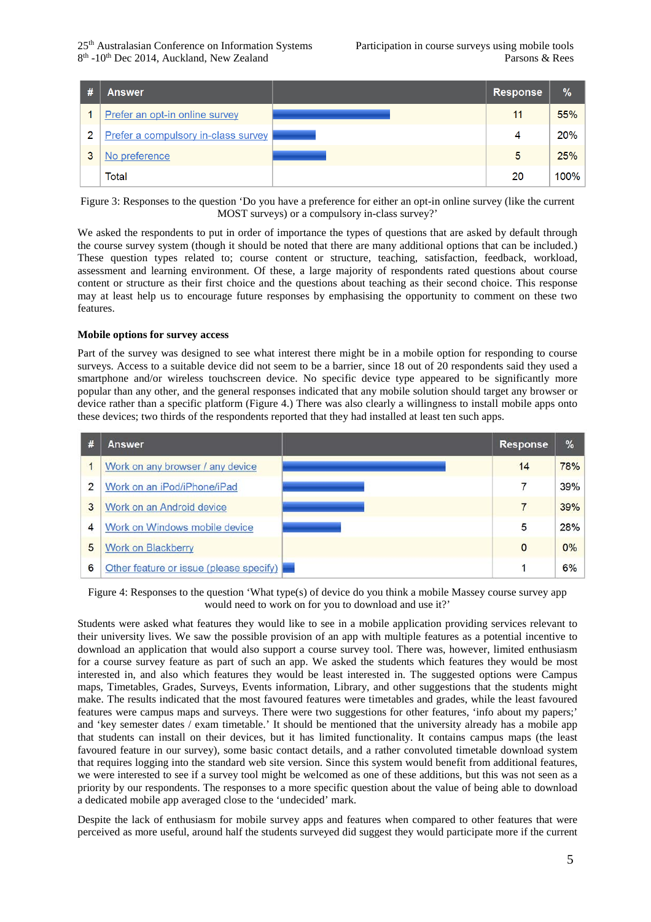| # | Answer | | Response | % |
|---|---|---|---|---|
| 1 | Prefer an opt-in online survey | | 11 | 55% |
| 2 | Prefer a compulsory in-class survey | | 4 | 20% |
| 3 | No preference | | 5 | 25% |
| | Total | | 20 | 100% |

Figure 3: Responses to the question 'Do you have a preference for either an opt-in online survey (like the current MOST surveys) or a compulsory in-class survey?'

We asked the respondents to put in order of importance the types of questions that are asked by default through the course survey system (though it should be noted that there are many additional options that can be included.) These question types related to; course content or structure, teaching, satisfaction, feedback, workload, assessment and learning environment. Of these, a large majority of respondents rated questions about course content or structure as their first choice and the questions about teaching as their second choice. This response may at least help us to encourage future responses by emphasising the opportunity to comment on these two features.

**Mobile options for survey access**

Part of the survey was designed to see what interest there might be in a mobile option for responding to course surveys. Access to a suitable device did not seem to be a barrier, since 18 out of 20 respondents said they used a smartphone and/or wireless touchscreen device. No specific device type appeared to be significantly more popular than any other, and the general responses indicated that any mobile solution should target any browser or device rather than a specific platform (Figure 4.) There was also clearly a willingness to install mobile apps onto these devices; two thirds of the respondents reported that they had installed at least ten such apps.

| # | Answer | | Response | % |
|---|---|---|---|---|
| 1 | Work on any browser / any device | | 14 | 78% |
| 2 | Work on an iPod/iPhone/iPad | | 7 | 39% |
| 3 | Work on an Android device | | 7 | 39% |
| 4 | Work on Windows mobile device | | 5 | 28% |
| 5 | Work on Blackberry | | 0 | 0% |
| 6 | Other feature or issue (please specify) | | 1 | 6% |

Figure 4: Responses to the question 'What type(s) of device do you think a mobile Massey course survey app would need to work on for you to download and use it?'

Students were asked what features they would like to see in a mobile application providing services relevant to their university lives. We saw the possible provision of an app with multiple features as a potential incentive to download an application that would also support a course survey tool. There was, however, limited enthusiasm for a course survey feature as part of such an app. We asked the students which features they would be most interested in, and also which features they would be least interested in. The suggested options were Campus maps, Timetables, Grades, Surveys, Events information, Library, and other suggestions that the students might make. The results indicated that the most favoured features were timetables and grades, while the least favoured features were campus maps and surveys. There were two suggestions for other features, 'info about my papers;' and 'key semester dates / exam timetable.' It should be mentioned that the university already has a mobile app that students can install on their devices, but it has limited functionality. It contains campus maps (the least favoured feature in our survey), some basic contact details, and a rather convoluted timetable download system that requires logging into the standard web site version. Since this system would benefit from additional features, we were interested to see if a survey tool might be welcomed as one of these additions, but this was not seen as a priority by our respondents. The responses to a more specific question about the value of being able to download a dedicated mobile app averaged close to the 'undecided' mark.

Despite the lack of enthusiasm for mobile survey apps and features when compared to other features that were perceived as more useful, around half the students surveyed did suggest they would participate more if the current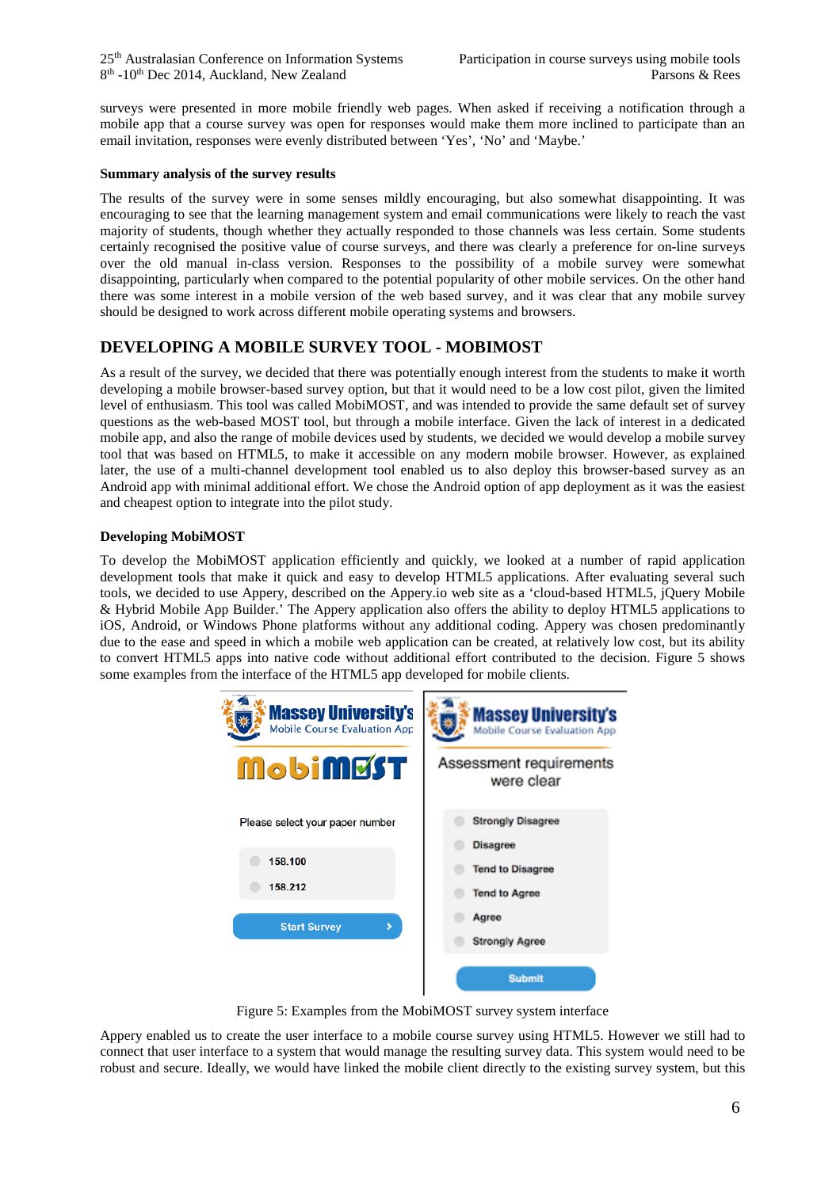surveys were presented in more mobile friendly web pages. When asked if receiving a notification through a mobile app that a course survey was open for responses would make them more inclined to participate than an email invitation, responses were evenly distributed between 'Yes', 'No' and 'Maybe.'

### Summary analysis of the survey results

The results of the survey were in some senses mildly encouraging, but also somewhat disappointing. It was encouraging to see that the learning management system and email communications were likely to reach the vast majority of students, though whether they actually responded to those channels was less certain. Some students certainly recognised the positive value of course surveys, and there was clearly a preference for on-line surveys over the old manual in-class version. Responses to the possibility of a mobile survey were somewhat disappointing, particularly when compared to the potential popularity of other mobile services. On the other hand there was some interest in a mobile version of the web based survey, and it was clear that any mobile survey should be designed to work across different mobile operating systems and browsers.

## DEVELOPING A MOBILE SURVEY TOOL - MOBIMOST

As a result of the survey, we decided that there was potentially enough interest from the students to make it worth developing a mobile browser-based survey option, but that it would need to be a low cost pilot, given the limited level of enthusiasm. This tool was called MobiMOST, and was intended to provide the same default set of survey questions as the web-based MOST tool, but through a mobile interface. Given the lack of interest in a dedicated mobile app, and also the range of mobile devices used by students, we decided we would develop a mobile survey tool that was based on HTML5, to make it accessible on any modern mobile browser. However, as explained later, the use of a multi-channel development tool enabled us to also deploy this browser-based survey as an Android app with minimal additional effort. We chose the Android option of app deployment as it was the easiest and cheapest option to integrate into the pilot study.

### Developing MobiMOST

To develop the MobiMOST application efficiently and quickly, we looked at a number of rapid application development tools that make it quick and easy to develop HTML5 applications. After evaluating several such tools, we decided to use Appery, described on the Appery.io web site as a 'cloud-based HTML5, jQuery Mobile & Hybrid Mobile App Builder.' The Appery application also offers the ability to deploy HTML5 applications to iOS, Android, or Windows Phone platforms without any additional coding. Appery was chosen predominantly due to the ease and speed in which a mobile web application can be created, at relatively low cost, but its ability to convert HTML5 apps into native code without additional effort contributed to the decision. Figure 5 shows some examples from the interface of the HTML5 app developed for mobile clients.

Figure 5: Examples from the MobiMOST survey system interface

Appery enabled us to create the user interface to a mobile course survey using HTML5. However we still had to connect that user interface to a system that would manage the resulting survey data. This system would need to be robust and secure. Ideally, we would have linked the mobile client directly to the existing survey system, but this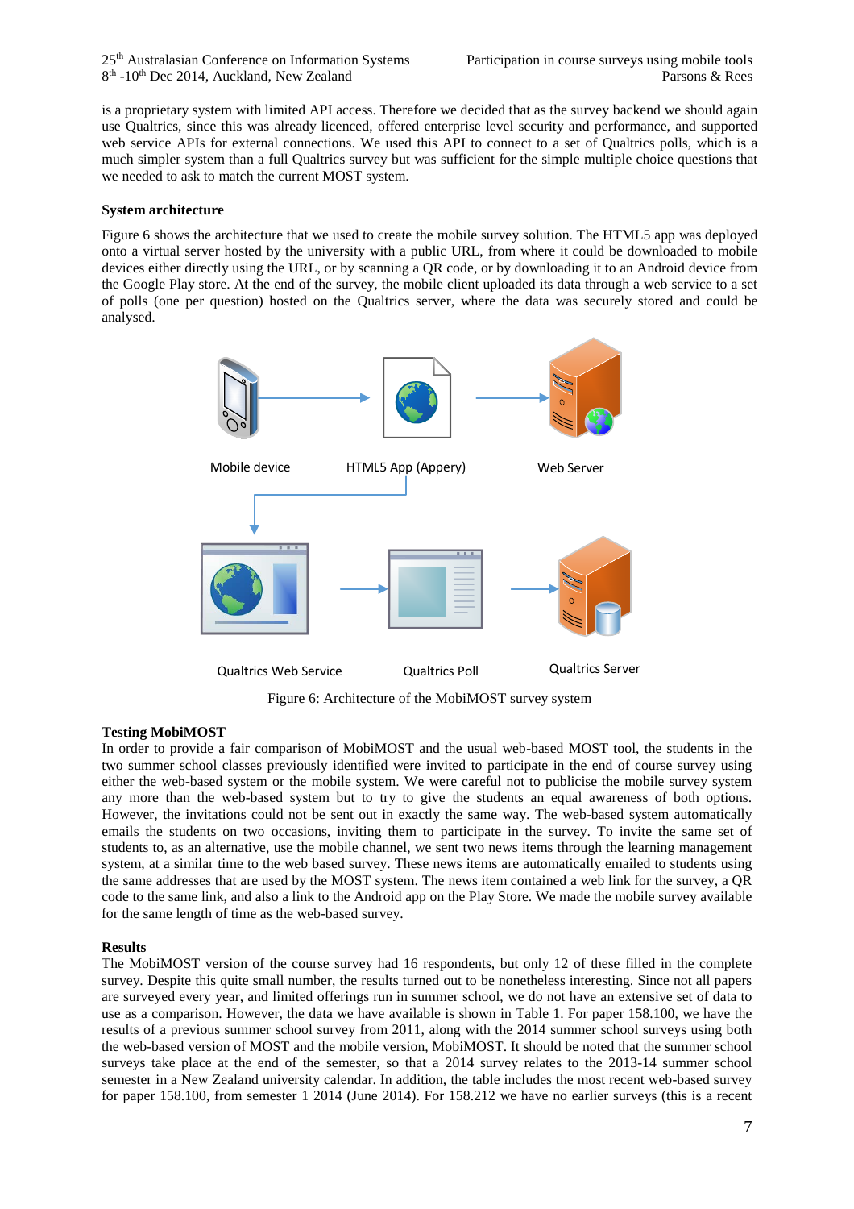is a proprietary system with limited API access. Therefore we decided that as the survey backend we should again use Qualtrics, since this was already licenced, offered enterprise level security and performance, and supported web service APIs for external connections. We used this API to connect to a set of Qualtrics polls, which is a much simpler system than a full Qualtrics survey but was sufficient for the simple multiple choice questions that we needed to ask to match the current MOST system.

### System architecture

Figure 6 shows the architecture that we used to create the mobile survey solution. The HTML5 app was deployed onto a virtual server hosted by the university with a public URL, from where it could be downloaded to mobile devices either directly using the URL, or by scanning a QR code, or by downloading it to an Android device from the Google Play store. At the end of the survey, the mobile client uploaded its data through a web service to a set of polls (one per question) hosted on the Qualtrics server, where the data was securely stored and could be analysed.

Mobile device → HTML5 App (Appery) → Web Server

Qualtrics Web Service → Qualtrics Poll → Qualtrics Server

Figure 6: Architecture of the MobiMOST survey system

### Testing MobiMOST

In order to provide a fair comparison of MobiMOST and the usual web-based MOST tool, the students in the two summer school classes previously identified were invited to participate in the end of course survey using either the web-based system or the mobile system. We were careful not to publicise the mobile survey system any more than the web-based system but to try to give the students an equal awareness of both options. However, the invitations could not be sent out in exactly the same way. The web-based system automatically emails the students on two occasions, inviting them to participate in the survey. To invite the same set of students to, as an alternative, use the mobile channel, we sent two news items through the learning management system, at a similar time to the web based survey. These news items are automatically emailed to students using the same addresses that are used by the MOST system. The news item contained a web link for the survey, a QR code to the same link, and also a link to the Android app on the Play Store. We made the mobile survey available for the same length of time as the web-based survey.

### Results

The MobiMOST version of the course survey had 16 respondents, but only 12 of these filled in the complete survey. Despite this quite small number, the results turned out to be nonetheless interesting. Since not all papers are surveyed every year, and limited offerings run in summer school, we do not have an extensive set of data to use as a comparison. However, the data we have available is shown in Table 1. For paper 158.100, we have the results of a previous summer school survey from 2011, along with the 2014 summer school surveys using both the web-based version of MOST and the mobile version, MobiMOST. It should be noted that the summer school surveys take place at the end of the semester, so that a 2014 survey relates to the 2013-14 summer school semester in a New Zealand university calendar. In addition, the table includes the most recent web-based survey for paper 158.100, from semester 1 2014 (June 2014). For 158.212 we have no earlier surveys (this is a recent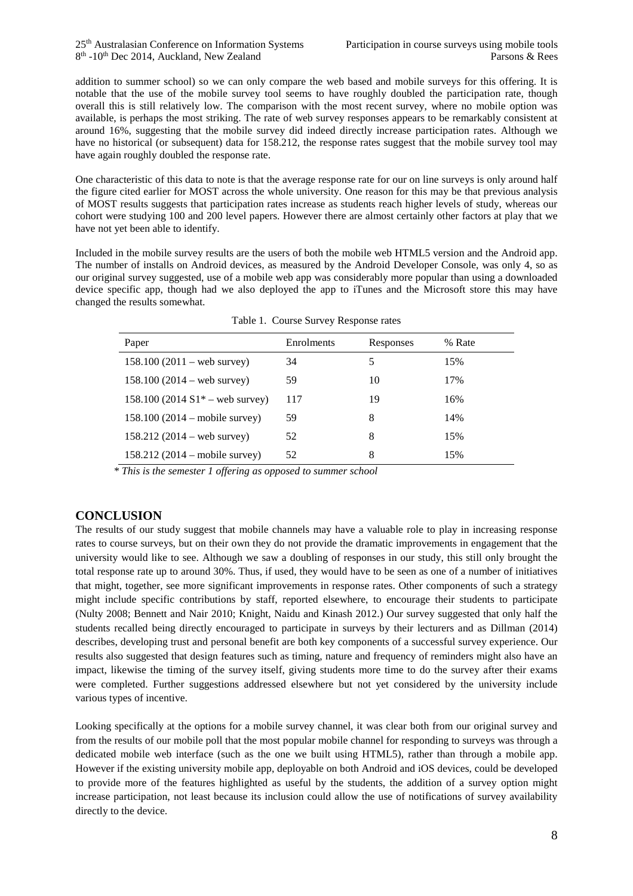addition to summer school) so we can only compare the web based and mobile surveys for this offering. It is notable that the use of the mobile survey tool seems to have roughly doubled the participation rate, though overall this is still relatively low. The comparison with the most recent survey, where no mobile option was available, is perhaps the most striking. The rate of web survey responses appears to be remarkably consistent at around 16%, suggesting that the mobile survey did indeed directly increase participation rates. Although we have no historical (or subsequent) data for 158.212, the response rates suggest that the mobile survey tool may have again roughly doubled the response rate.

One characteristic of this data to note is that the average response rate for our on line surveys is only around half the figure cited earlier for MOST across the whole university. One reason for this may be that previous analysis of MOST results suggests that participation rates increase as students reach higher levels of study, whereas our cohort were studying 100 and 200 level papers. However there are almost certainly other factors at play that we have not yet been able to identify.

Included in the mobile survey results are the users of both the mobile web HTML5 version and the Android app. The number of installs on Android devices, as measured by the Android Developer Console, was only 4, so as our original survey suggested, use of a mobile web app was considerably more popular than using a downloaded device specific app, though had we also deployed the app to iTunes and the Microsoft store this may have changed the results somewhat.

Table 1. Course Survey Response rates

| Paper | Enrolments | Responses | % Rate |
|---|---|---|---|
| 158.100 (2011 – web survey) | 34 | 5 | 15% |
| 158.100 (2014 – web survey) | 59 | 10 | 17% |
| 158.100 (2014 S1* – web survey) | 117 | 19 | 16% |
| 158.100 (2014 – mobile survey) | 59 | 8 | 14% |
| 158.212 (2014 – web survey) | 52 | 8 | 15% |
| 158.212 (2014 – mobile survey) | 52 | 8 | 15% |

*\* This is the semester 1 offering as opposed to summer school*

## CONCLUSION

The results of our study suggest that mobile channels may have a valuable role to play in increasing response rates to course surveys, but on their own they do not provide the dramatic improvements in engagement that the university would like to see. Although we saw a doubling of responses in our study, this still only brought the total response rate up to around 30%. Thus, if used, they would have to be seen as one of a number of initiatives that might, together, see more significant improvements in response rates. Other components of such a strategy might include specific contributions by staff, reported elsewhere, to encourage their students to participate (Nulty 2008; Bennett and Nair 2010; Knight, Naidu and Kinash 2012.) Our survey suggested that only half the students recalled being directly encouraged to participate in surveys by their lecturers and as Dillman (2014) describes, developing trust and personal benefit are both key components of a successful survey experience. Our results also suggested that design features such as timing, nature and frequency of reminders might also have an impact, likewise the timing of the survey itself, giving students more time to do the survey after their exams were completed. Further suggestions addressed elsewhere but not yet considered by the university include various types of incentive.

Looking specifically at the options for a mobile survey channel, it was clear both from our original survey and from the results of our mobile poll that the most popular mobile channel for responding to surveys was through a dedicated mobile web interface (such as the one we built using HTML5), rather than through a mobile app. However if the existing university mobile app, deployable on both Android and iOS devices, could be developed to provide more of the features highlighted as useful by the students, the addition of a survey option might increase participation, not least because its inclusion could allow the use of notifications of survey availability directly to the device.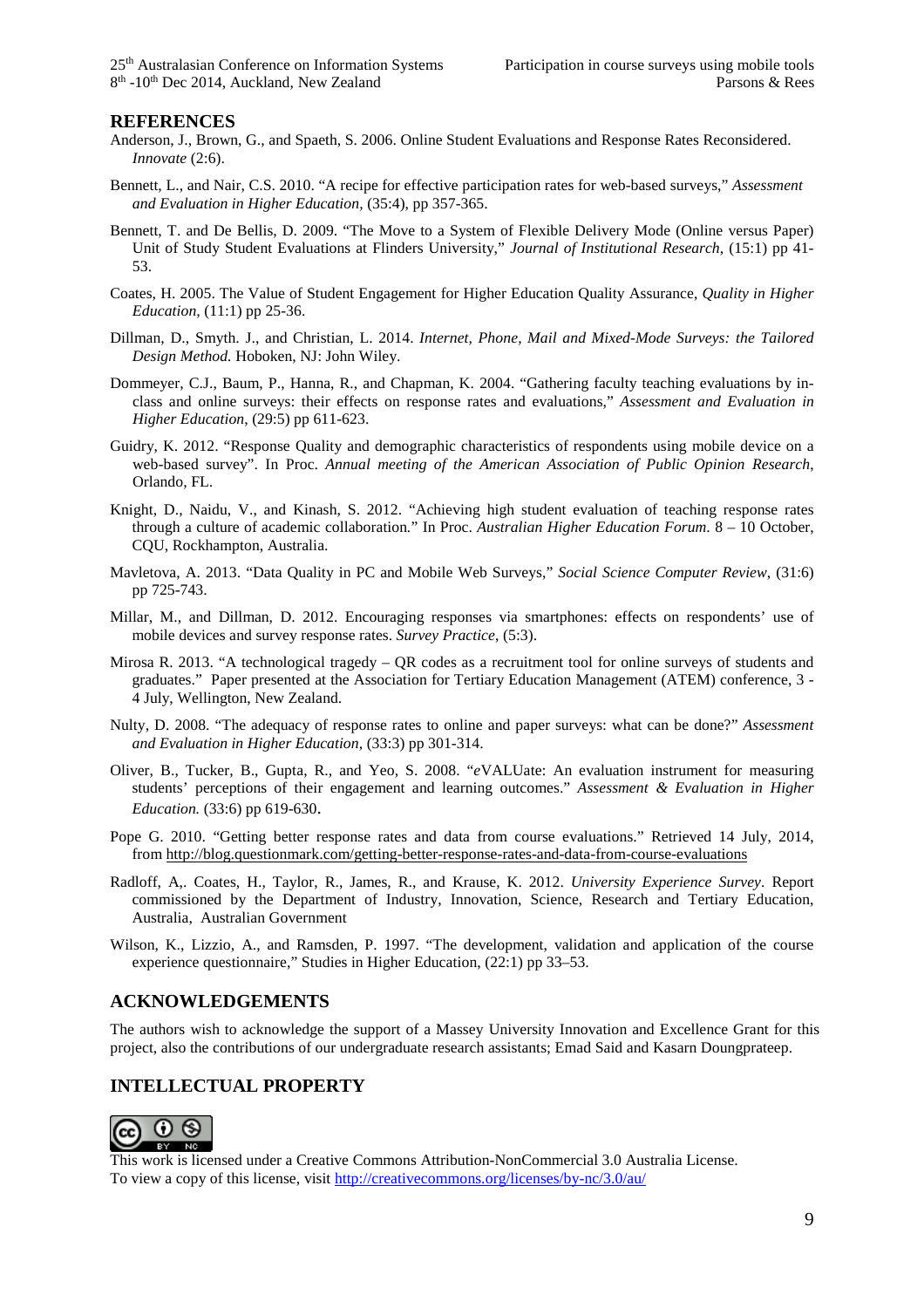## REFERENCES

Anderson, J., Brown, G., and Spaeth, S. 2006. Online Student Evaluations and Response Rates Reconsidered. *Innovate* (2:6).

Bennett, L., and Nair, C.S. 2010. "A recipe for effective participation rates for web-based surveys," *Assessment and Evaluation in Higher Education*, (35:4), pp 357-365.

Bennett, T. and De Bellis, D. 2009. "The Move to a System of Flexible Delivery Mode (Online versus Paper) Unit of Study Student Evaluations at Flinders University," *Journal of Institutional Research*, (15:1) pp 41-53.

Coates, H. 2005. The Value of Student Engagement for Higher Education Quality Assurance, *Quality in Higher Education*, (11:1) pp 25-36.

Dillman, D., Smyth. J., and Christian, L. 2014. *Internet, Phone, Mail and Mixed-Mode Surveys: the Tailored Design Method.* Hoboken, NJ: John Wiley.

Dommeyer, C.J., Baum, P., Hanna, R., and Chapman, K. 2004. "Gathering faculty teaching evaluations by in-class and online surveys: their effects on response rates and evaluations," *Assessment and Evaluation in Higher Education*, (29:5) pp 611-623.

Guidry, K. 2012. "Response Quality and demographic characteristics of respondents using mobile device on a web-based survey". In Proc. *Annual meeting of the American Association of Public Opinion Research*, Orlando, FL.

Knight, D., Naidu, V., and Kinash, S. 2012. "Achieving high student evaluation of teaching response rates through a culture of academic collaboration." In Proc. *Australian Higher Education Forum*. 8 – 10 October, CQU, Rockhampton, Australia.

Mavletova, A. 2013. "Data Quality in PC and Mobile Web Surveys," *Social Science Computer Review*, (31:6) pp 725-743.

Millar, M., and Dillman, D. 2012. Encouraging responses via smartphones: effects on respondents' use of mobile devices and survey response rates. *Survey Practice*, (5:3).

Mirosa R. 2013. "A technological tragedy – QR codes as a recruitment tool for online surveys of students and graduates." Paper presented at the Association for Tertiary Education Management (ATEM) conference, 3 - 4 July, Wellington, New Zealand.

Nulty, D. 2008. "The adequacy of response rates to online and paper surveys: what can be done?" *Assessment and Evaluation in Higher Education,* (33:3) pp 301-314.

Oliver, B., Tucker, B., Gupta, R., and Yeo, S. 2008. "*e*VALUate: An evaluation instrument for measuring students' perceptions of their engagement and learning outcomes." *Assessment & Evaluation in Higher Education.* (33:6) pp 619-630.

Pope G. 2010. "Getting better response rates and data from course evaluations." Retrieved 14 July, 2014, from http://blog.questionmark.com/getting-better-response-rates-and-data-from-course-evaluations

Radloff, A,. Coates, H., Taylor, R., James, R., and Krause, K. 2012. *University Experience Survey*. Report commissioned by the Department of Industry, Innovation, Science, Research and Tertiary Education, Australia, Australian Government

Wilson, K., Lizzio, A., and Ramsden, P. 1997. "The development, validation and application of the course experience questionnaire," Studies in Higher Education, (22:1) pp 33–53.

## ACKNOWLEDGEMENTS

The authors wish to acknowledge the support of a Massey University Innovation and Excellence Grant for this project, also the contributions of our undergraduate research assistants; Emad Said and Kasarn Doungprateep.

## INTELLECTUAL PROPERTY

This work is licensed under a Creative Commons Attribution-NonCommercial 3.0 Australia License.
To view a copy of this license, visit http://creativecommons.org/licenses/by-nc/3.0/au/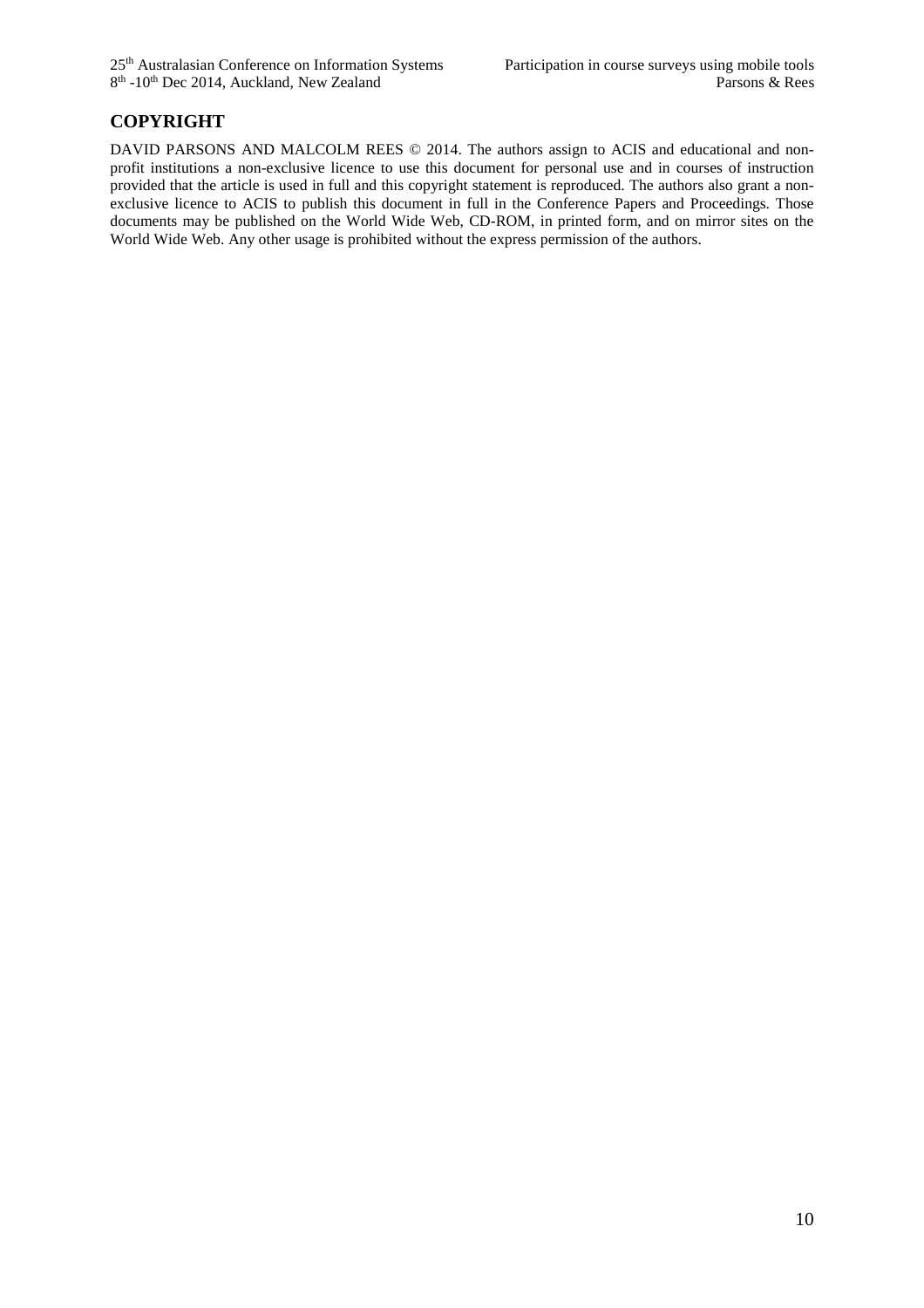## COPYRIGHT

DAVID PARSONS AND MALCOLM REES © 2014. The authors assign to ACIS and educational and non-profit institutions a non-exclusive licence to use this document for personal use and in courses of instruction provided that the article is used in full and this copyright statement is reproduced. The authors also grant a non-exclusive licence to ACIS to publish this document in full in the Conference Papers and Proceedings. Those documents may be published on the World Wide Web, CD-ROM, in printed form, and on mirror sites on the World Wide Web. Any other usage is prohibited without the express permission of the authors.